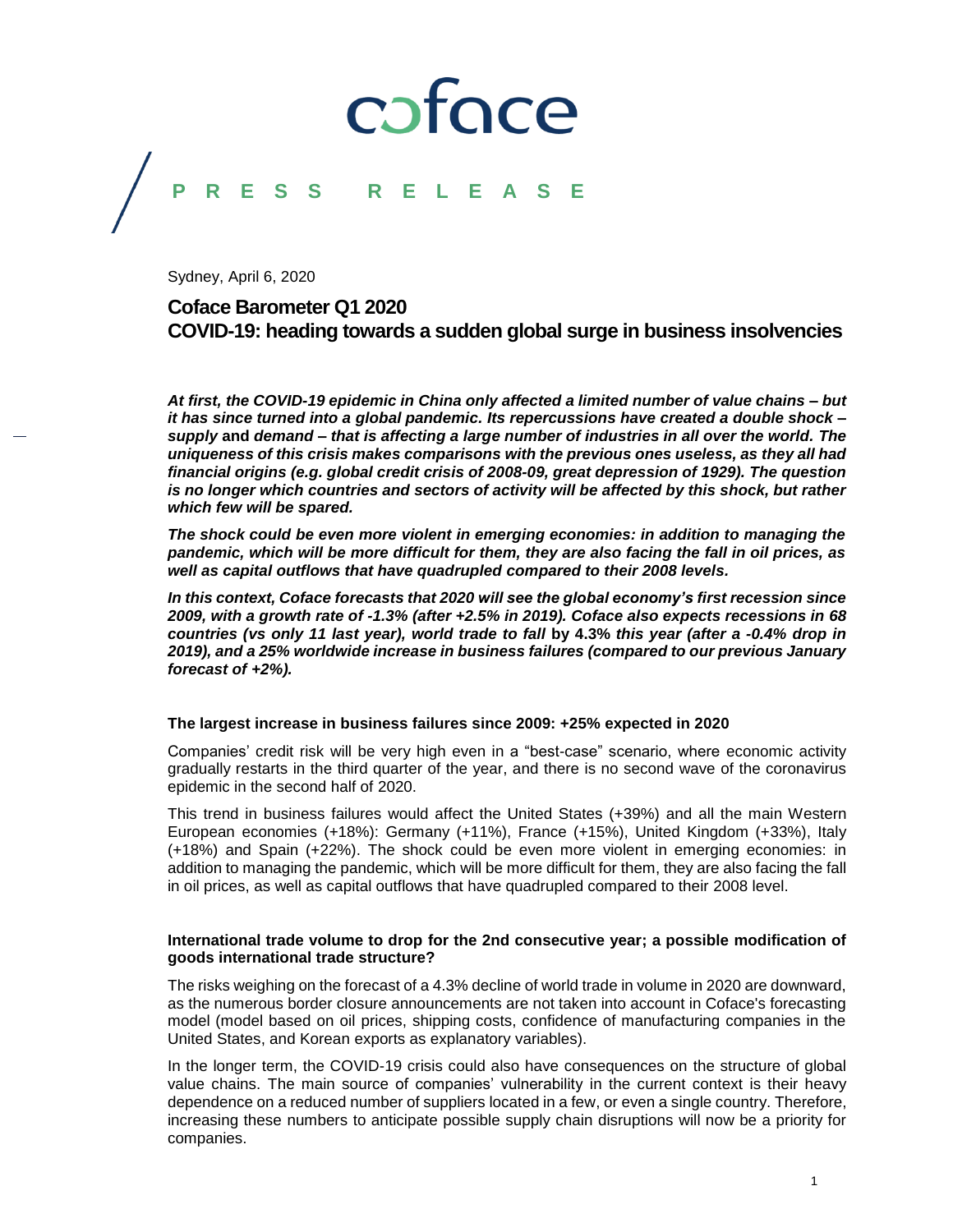coface

PRESS RELEASE

Sydney, April 6, 2020

# Coface Barometer Q1 2020
# COVID-19: heading towards a sudden global surge in business insolvencies

***At first, the COVID-19 epidemic in China only affected a limited number of value chains – but it has since turned into a global pandemic. Its repercussions have created a double shock – supply* and *demand – that is affecting a large number of industries in all over the world. The uniqueness of this crisis makes comparisons with the previous ones useless, as they all had financial origins (e.g. global credit crisis of 2008-09, great depression of 1929). The question is no longer which countries and sectors of activity will be affected by this shock, but rather which few will be spared.***

***The shock could be even more violent in emerging economies: in addition to managing the pandemic, which will be more difficult for them, they are also facing the fall in oil prices, as well as capital outflows that have quadrupled compared to their 2008 levels.***

***In this context, Coface forecasts that 2020 will see the global economy's first recession since 2009, with a growth rate of -1.3% (after +2.5% in 2019). Coface also expects recessions in 68 countries (vs only 11 last year), world trade to fall* by 4.3% *this year (after a -0.4% drop in 2019), and a 25% worldwide increase in business failures (compared to our previous January forecast of +2%).***

**The largest increase in business failures since 2009: +25% expected in 2020**

Companies' credit risk will be very high even in a "best-case" scenario, where economic activity gradually restarts in the third quarter of the year, and there is no second wave of the coronavirus epidemic in the second half of 2020.

This trend in business failures would affect the United States (+39%) and all the main Western European economies (+18%): Germany (+11%), France (+15%), United Kingdom (+33%), Italy (+18%) and Spain (+22%). The shock could be even more violent in emerging economies: in addition to managing the pandemic, which will be more difficult for them, they are also facing the fall in oil prices, as well as capital outflows that have quadrupled compared to their 2008 level.

**International trade volume to drop for the 2nd consecutive year; a possible modification of goods international trade structure?**

The risks weighing on the forecast of a 4.3% decline of world trade in volume in 2020 are downward, as the numerous border closure announcements are not taken into account in Coface's forecasting model (model based on oil prices, shipping costs, confidence of manufacturing companies in the United States, and Korean exports as explanatory variables).

In the longer term, the COVID-19 crisis could also have consequences on the structure of global value chains. The main source of companies' vulnerability in the current context is their heavy dependence on a reduced number of suppliers located in a few, or even a single country. Therefore, increasing these numbers to anticipate possible supply chain disruptions will now be a priority for companies.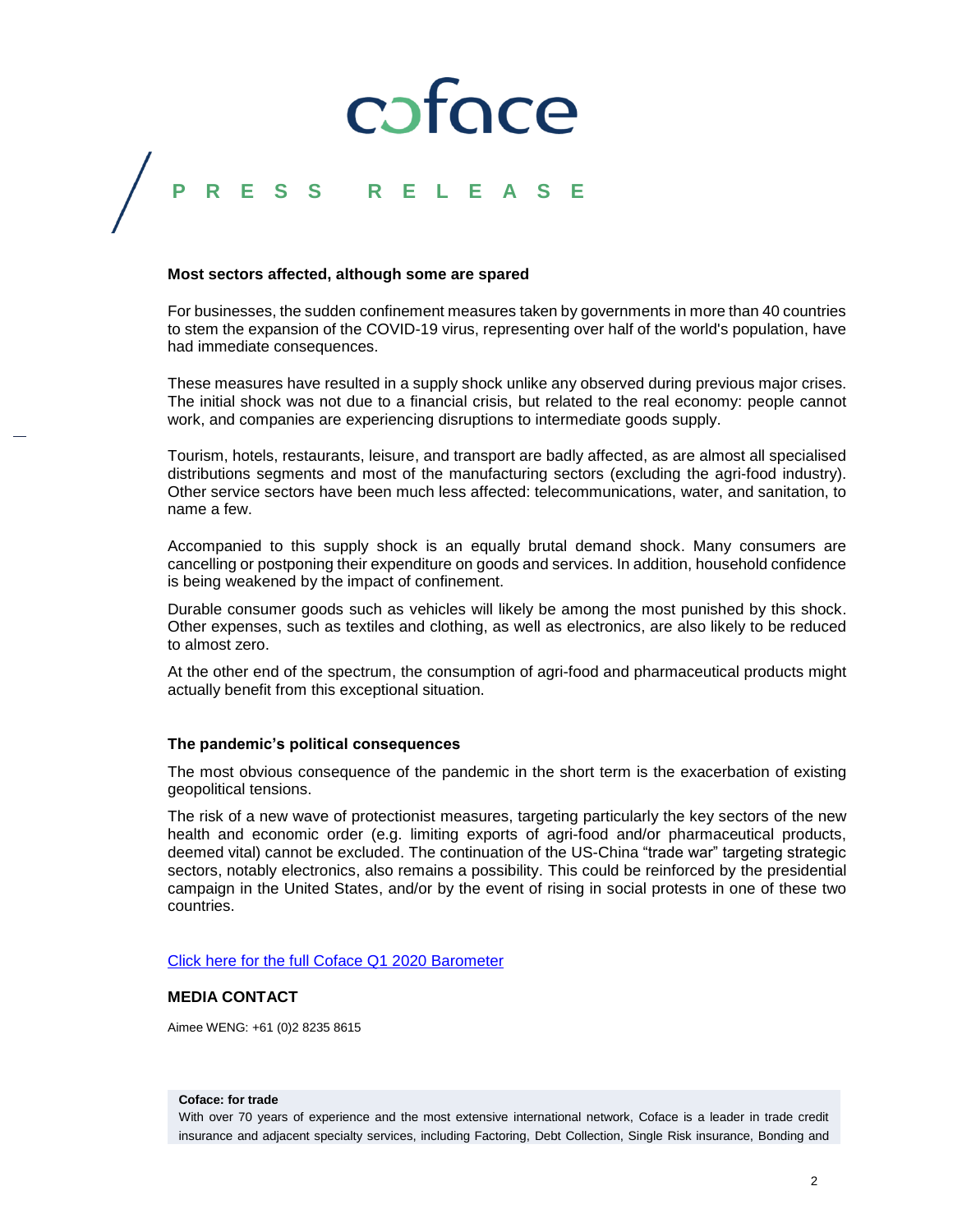**PRESS RELEASE**

### Most sectors affected, although some are spared

For businesses, the sudden confinement measures taken by governments in more than 40 countries to stem the expansion of the COVID-19 virus, representing over half of the world's population, have had immediate consequences.

These measures have resulted in a supply shock unlike any observed during previous major crises. The initial shock was not due to a financial crisis, but related to the real economy: people cannot work, and companies are experiencing disruptions to intermediate goods supply.

Tourism, hotels, restaurants, leisure, and transport are badly affected, as are almost all specialised distributions segments and most of the manufacturing sectors (excluding the agri-food industry). Other service sectors have been much less affected: telecommunications, water, and sanitation, to name a few.

Accompanied to this supply shock is an equally brutal demand shock. Many consumers are cancelling or postponing their expenditure on goods and services. In addition, household confidence is being weakened by the impact of confinement.

Durable consumer goods such as vehicles will likely be among the most punished by this shock. Other expenses, such as textiles and clothing, as well as electronics, are also likely to be reduced to almost zero.

At the other end of the spectrum, the consumption of agri-food and pharmaceutical products might actually benefit from this exceptional situation.

### The pandemic's political consequences

The most obvious consequence of the pandemic in the short term is the exacerbation of existing geopolitical tensions.

The risk of a new wave of protectionist measures, targeting particularly the key sectors of the new health and economic order (e.g. limiting exports of agri-food and/or pharmaceutical products, deemed vital) cannot be excluded. The continuation of the US-China "trade war" targeting strategic sectors, notably electronics, also remains a possibility. This could be reinforced by the presidential campaign in the United States, and/or by the event of rising in social protests in one of these two countries.

Click here for the full Coface Q1 2020 Barometer

### MEDIA CONTACT

Aimee WENG: +61 (0)2 8235 8615

**Coface: for trade**

With over 70 years of experience and the most extensive international network, Coface is a leader in trade credit insurance and adjacent specialty services, including Factoring, Debt Collection, Single Risk insurance, Bonding and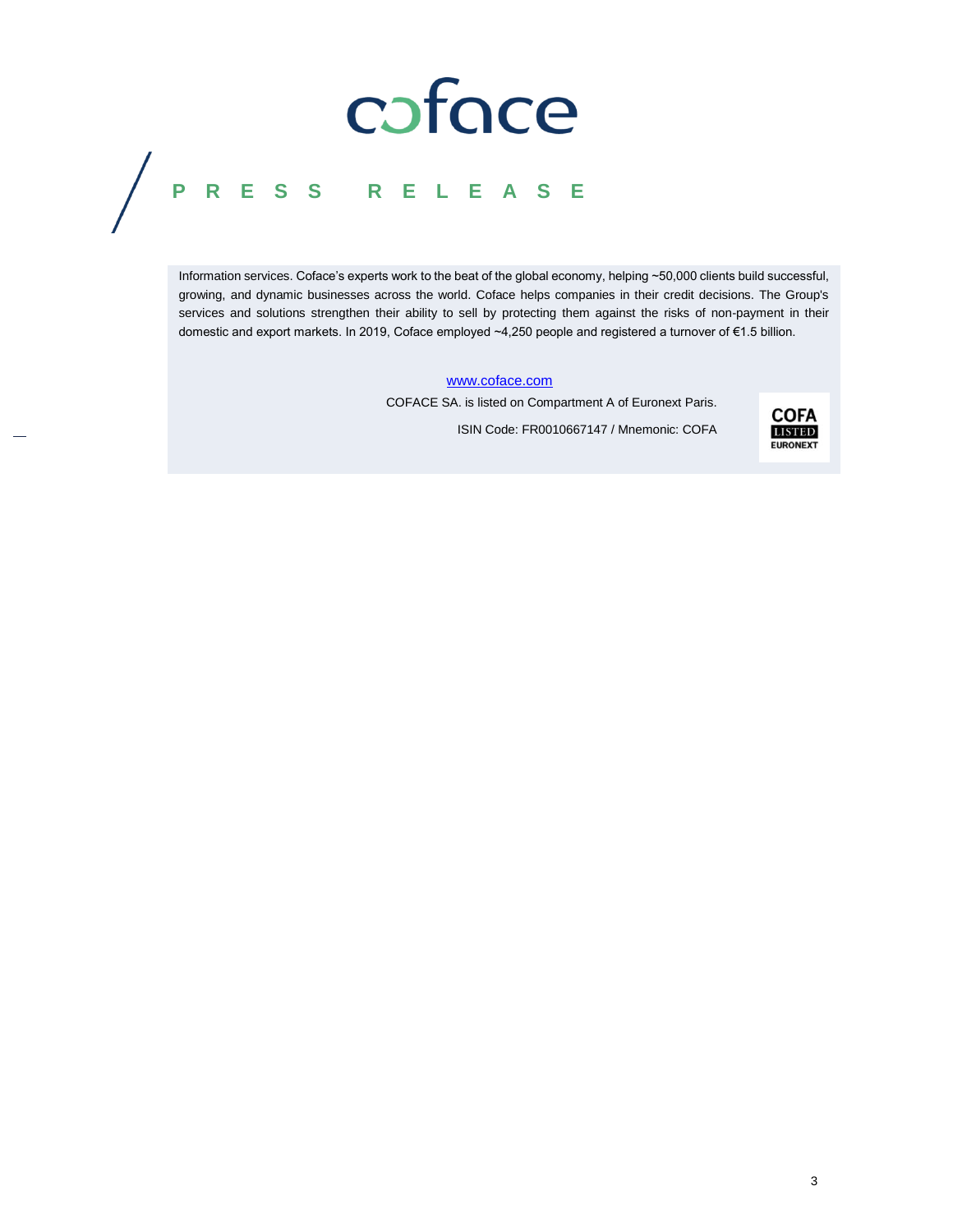**PRESS RELEASE**

Information services. Coface's experts work to the beat of the global economy, helping ~50,000 clients build successful, growing, and dynamic businesses across the world. Coface helps companies in their credit decisions. The Group's services and solutions strengthen their ability to sell by protecting them against the risks of non-payment in their domestic and export markets. In 2019, Coface employed ~4,250 people and registered a turnover of €1.5 billion.

[www.coface.com](http://www.coface.com)

COFACE SA. is listed on Compartment A of Euronext Paris.

ISIN Code: FR0010667147 / Mnemonic: COFA

COFA LISTED EURONEXT